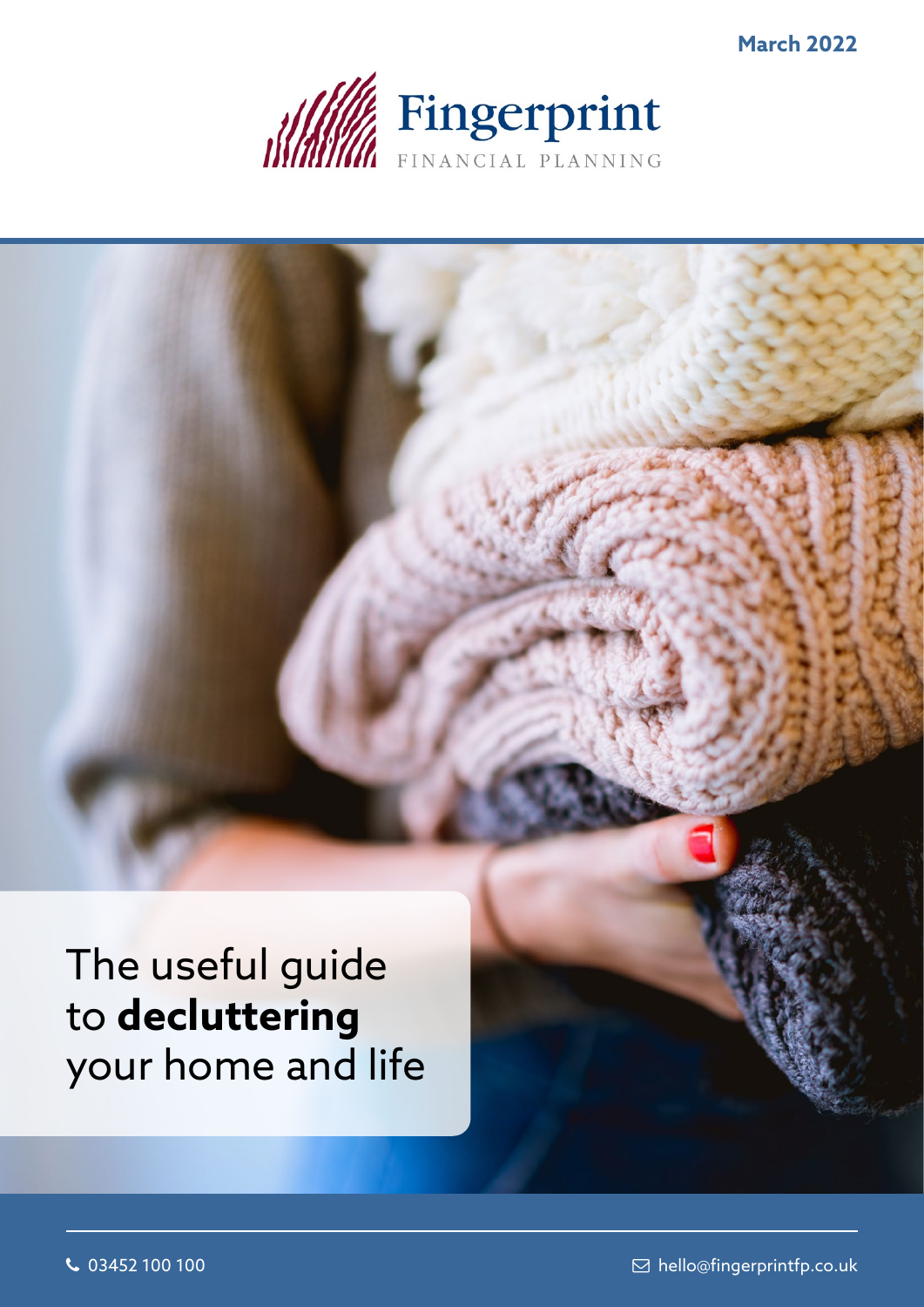March 2022

Fingerprint
FINANCIAL PLANNING

# The useful guide to **decluttering** your home and life

03452 100 100

hello@fingerprintfp.co.uk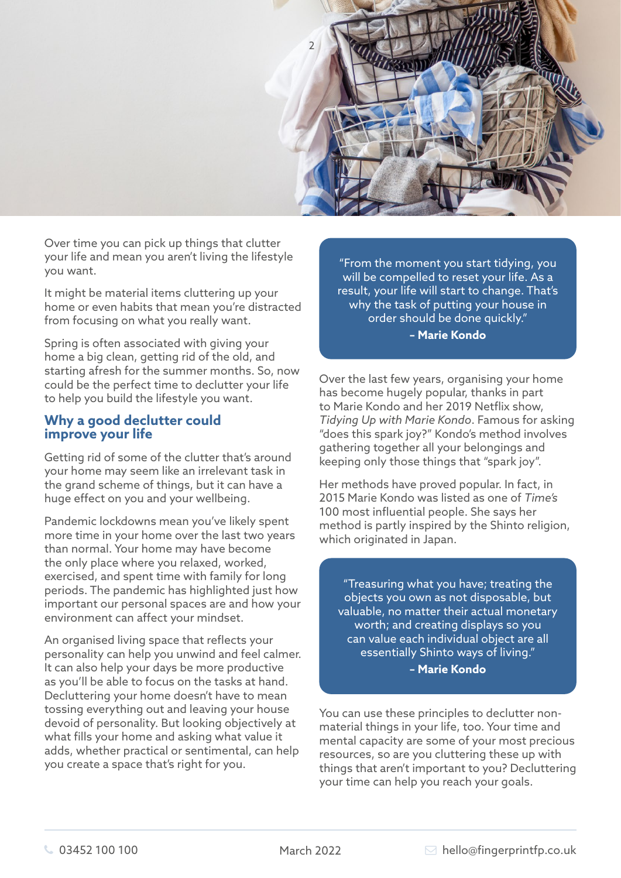Over time you can pick up things that clutter your life and mean you aren't living the lifestyle you want.

It might be material items cluttering up your home or even habits that mean you're distracted from focusing on what you really want.

Spring is often associated with giving your home a big clean, getting rid of the old, and starting afresh for the summer months. So, now could be the perfect time to declutter your life to help you build the lifestyle you want.

## Why a good declutter could improve your life

Getting rid of some of the clutter that's around your home may seem like an irrelevant task in the grand scheme of things, but it can have a huge effect on you and your wellbeing.

Pandemic lockdowns mean you've likely spent more time in your home over the last two years than normal. Your home may have become the only place where you relaxed, worked, exercised, and spent time with family for long periods. The pandemic has highlighted just how important our personal spaces are and how your environment can affect your mindset.

An organised living space that reflects your personality can help you unwind and feel calmer. It can also help your days be more productive as you'll be able to focus on the tasks at hand. Decluttering your home doesn't have to mean tossing everything out and leaving your house devoid of personality. But looking objectively at what fills your home and asking what value it adds, whether practical or sentimental, can help you create a space that's right for you.

> "From the moment you start tidying, you will be compelled to reset your life. As a result, your life will start to change. That's why the task of putting your house in order should be done quickly."
>
> **– Marie Kondo**

Over the last few years, organising your home has become hugely popular, thanks in part to Marie Kondo and her 2019 Netflix show, *Tidying Up with Marie Kondo*. Famous for asking "does this spark joy?" Kondo's method involves gathering together all your belongings and keeping only those things that "spark joy".

Her methods have proved popular. In fact, in 2015 Marie Kondo was listed as one of *Time's* 100 most influential people. She says her method is partly inspired by the Shinto religion, which originated in Japan.

> "Treasuring what you have; treating the objects you own as not disposable, but valuable, no matter their actual monetary worth; and creating displays so you can value each individual object are all essentially Shinto ways of living."
>
> **– Marie Kondo**

You can use these principles to declutter non-material things in your life, too. Your time and mental capacity are some of your most precious resources, so are you cluttering these up with things that aren't important to you? Decluttering your time can help you reach your goals.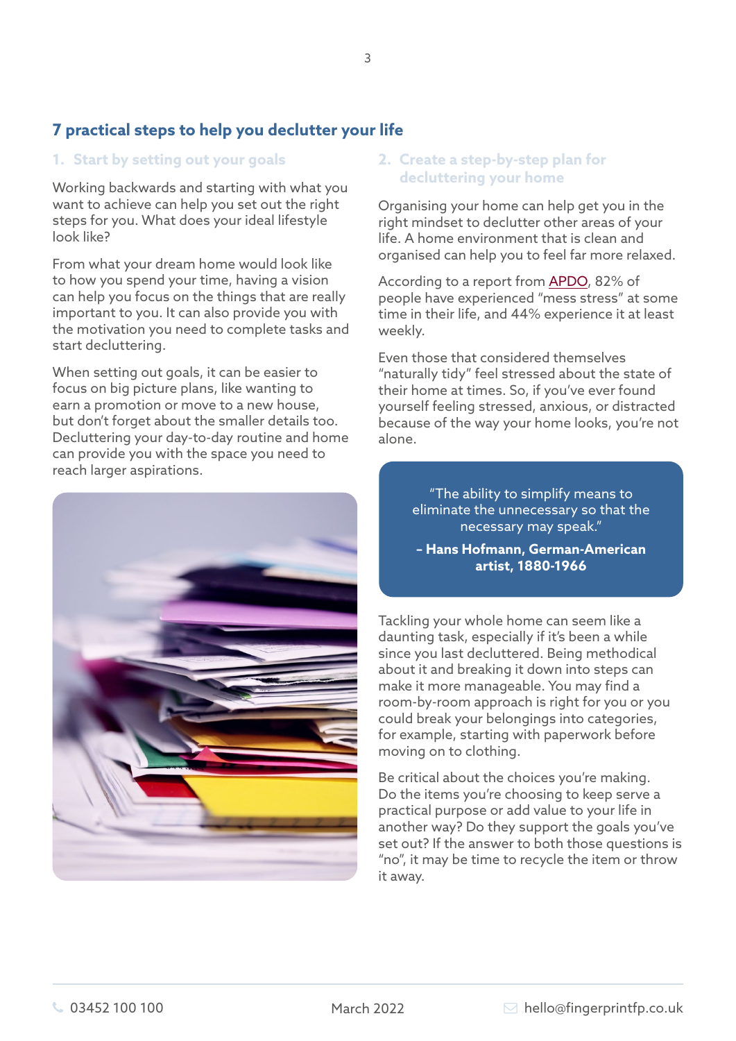## 7 practical steps to help you declutter your life

### 1. Start by setting out your goals

Working backwards and starting with what you want to achieve can help you set out the right steps for you. What does your ideal lifestyle look like?

From what your dream home would look like to how you spend your time, having a vision can help you focus on the things that are really important to you. It can also provide you with the motivation you need to complete tasks and start decluttering.

When setting out goals, it can be easier to focus on big picture plans, like wanting to earn a promotion or move to a new house, but don't forget about the smaller details too. Decluttering your day-to-day routine and home can provide you with the space you need to reach larger aspirations.

### 2. Create a step-by-step plan for decluttering your home

Organising your home can help get you in the right mindset to declutter other areas of your life. A home environment that is clean and organised can help you to feel far more relaxed.

According to a report from APDO, 82% of people have experienced "mess stress" at some time in their life, and 44% experience it at least weekly.

Even those that considered themselves "naturally tidy" feel stressed about the state of their home at times. So, if you've ever found yourself feeling stressed, anxious, or distracted because of the way your home looks, you're not alone.

> "The ability to simplify means to eliminate the unnecessary so that the necessary may speak."
>
> **– Hans Hofmann, German-American artist, 1880-1966**

Tackling your whole home can seem like a daunting task, especially if it's been a while since you last decluttered. Being methodical about it and breaking it down into steps can make it more manageable. You may find a room-by-room approach is right for you or you could break your belongings into categories, for example, starting with paperwork before moving on to clothing.

Be critical about the choices you're making. Do the items you're choosing to keep serve a practical purpose or add value to your life in another way? Do they support the goals you've set out? If the answer to both those questions is "no", it may be time to recycle the item or throw it away.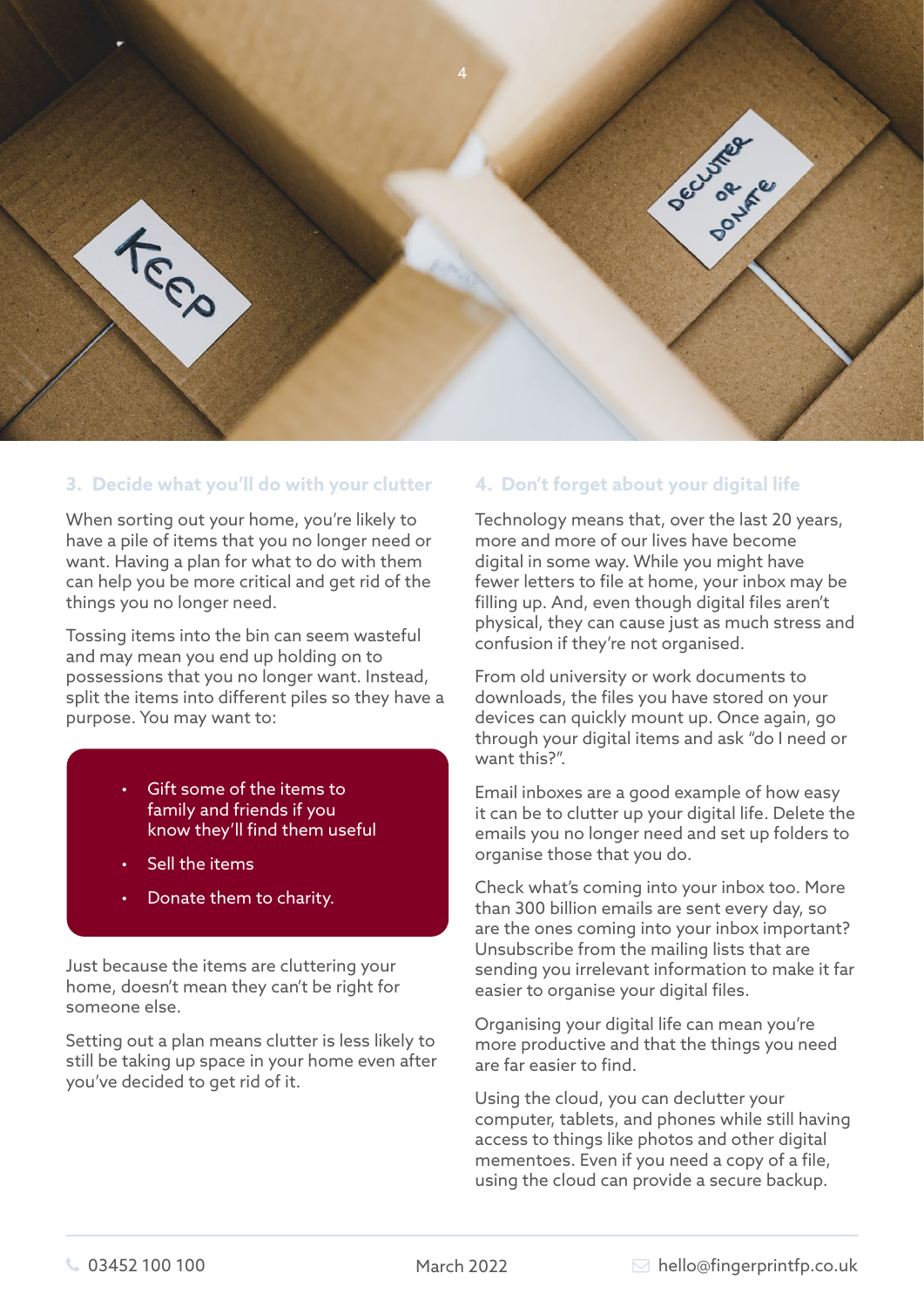## 3. Decide what you'll do with your clutter

When sorting out your home, you're likely to have a pile of items that you no longer need or want. Having a plan for what to do with them can help you be more critical and get rid of the things you no longer need.

Tossing items into the bin can seem wasteful and may mean you end up holding on to possessions that you no longer want. Instead, split the items into different piles so they have a purpose. You may want to:

- Gift some of the items to family and friends if you know they'll find them useful
- Sell the items
- Donate them to charity.

Just because the items are cluttering your home, doesn't mean they can't be right for someone else.

Setting out a plan means clutter is less likely to still be taking up space in your home even after you've decided to get rid of it.

## 4. Don't forget about your digital life

Technology means that, over the last 20 years, more and more of our lives have become digital in some way. While you might have fewer letters to file at home, your inbox may be filling up. And, even though digital files aren't physical, they can cause just as much stress and confusion if they're not organised.

From old university or work documents to downloads, the files you have stored on your devices can quickly mount up. Once again, go through your digital items and ask "do I need or want this?".

Email inboxes are a good example of how easy it can be to clutter up your digital life. Delete the emails you no longer need and set up folders to organise those that you do.

Check what's coming into your inbox too. More than 300 billion emails are sent every day, so are the ones coming into your inbox important? Unsubscribe from the mailing lists that are sending you irrelevant information to make it far easier to organise your digital files.

Organising your digital life can mean you're more productive and that the things you need are far easier to find.

Using the cloud, you can declutter your computer, tablets, and phones while still having access to things like photos and other digital mementoes. Even if you need a copy of a file, using the cloud can provide a secure backup.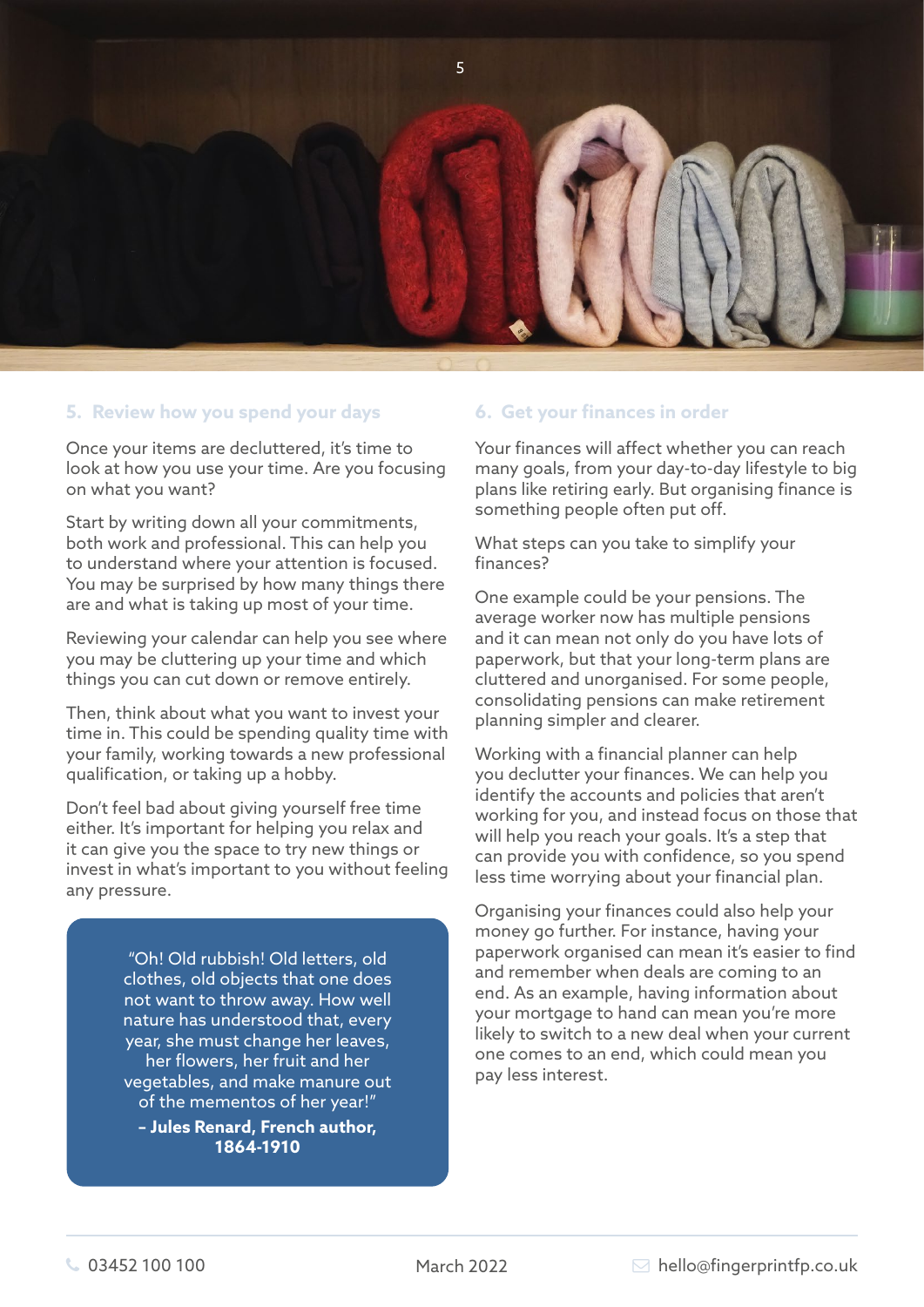## 5. Review how you spend your days

Once your items are decluttered, it's time to look at how you use your time. Are you focusing on what you want?

Start by writing down all your commitments, both work and professional. This can help you to understand where your attention is focused. You may be surprised by how many things there are and what is taking up most of your time.

Reviewing your calendar can help you see where you may be cluttering up your time and which things you can cut down or remove entirely.

Then, think about what you want to invest your time in. This could be spending quality time with your family, working towards a new professional qualification, or taking up a hobby.

Don't feel bad about giving yourself free time either. It's important for helping you relax and it can give you the space to try new things or invest in what's important to you without feeling any pressure.

> "Oh! Old rubbish! Old letters, old clothes, old objects that one does not want to throw away. How well nature has understood that, every year, she must change her leaves, her flowers, her fruit and her vegetables, and make manure out of the mementos of her year!"
>
> **– Jules Renard, French author, 1864-1910**

## 6. Get your finances in order

Your finances will affect whether you can reach many goals, from your day-to-day lifestyle to big plans like retiring early. But organising finance is something people often put off.

What steps can you take to simplify your finances?

One example could be your pensions. The average worker now has multiple pensions and it can mean not only do you have lots of paperwork, but that your long-term plans are cluttered and unorganised. For some people, consolidating pensions can make retirement planning simpler and clearer.

Working with a financial planner can help you declutter your finances. We can help you identify the accounts and policies that aren't working for you, and instead focus on those that will help you reach your goals. It's a step that can provide you with confidence, so you spend less time worrying about your financial plan.

Organising your finances could also help your money go further. For instance, having your paperwork organised can mean it's easier to find and remember when deals are coming to an end. As an example, having information about your mortgage to hand can mean you're more likely to switch to a new deal when your current one comes to an end, which could mean you pay less interest.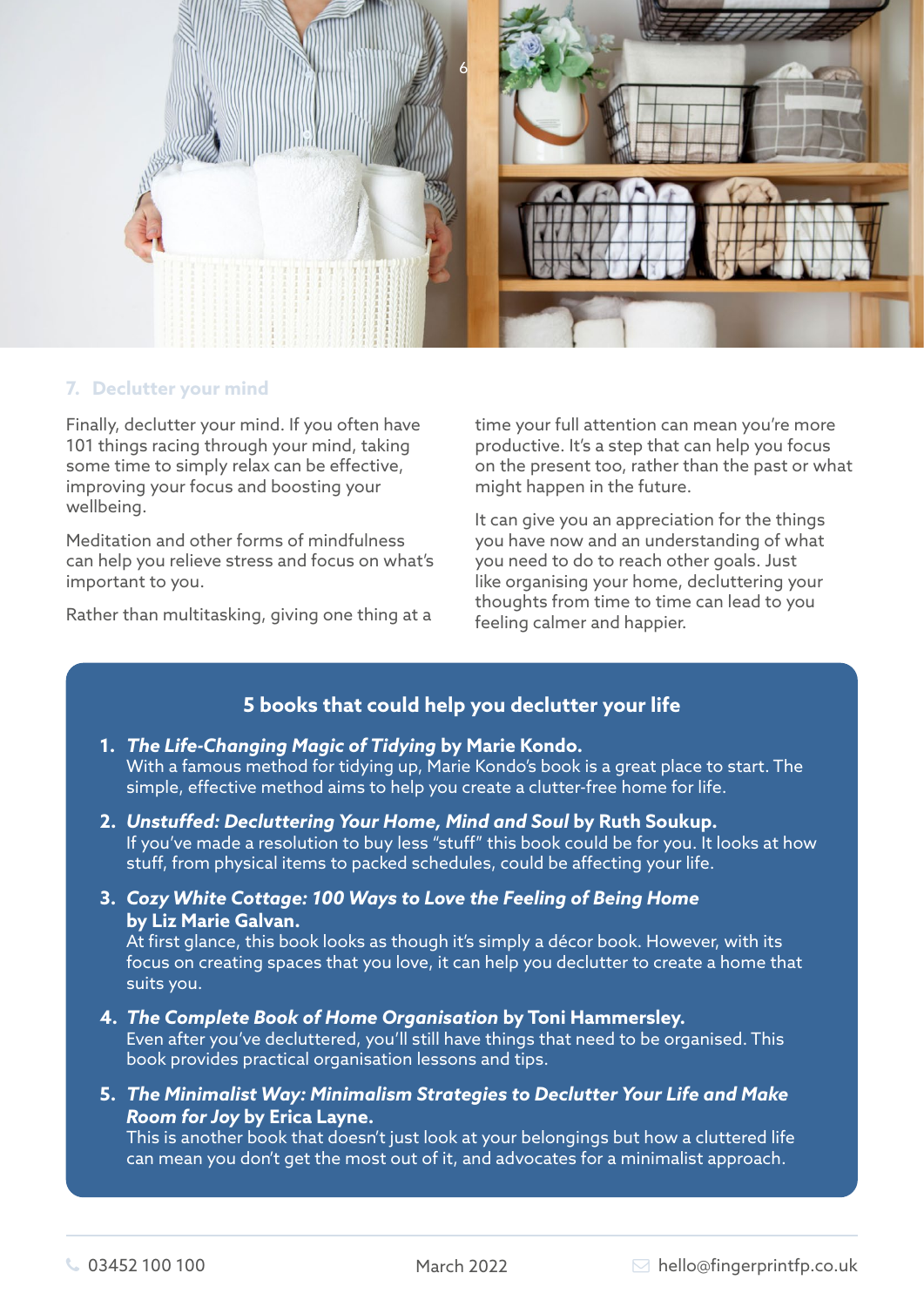## 7. Declutter your mind

Finally, declutter your mind. If you often have 101 things racing through your mind, taking some time to simply relax can be effective, improving your focus and boosting your wellbeing.

Meditation and other forms of mindfulness can help you relieve stress and focus on what's important to you.

Rather than multitasking, giving one thing at a time your full attention can mean you're more productive. It's a step that can help you focus on the present too, rather than the past or what might happen in the future.

It can give you an appreciation for the things you have now and an understanding of what you need to do to reach other goals. Just like organising your home, decluttering your thoughts from time to time can lead to you feeling calmer and happier.

### 5 books that could help you declutter your life

1. ***The Life-Changing Magic of Tidying* by Marie Kondo.**
   With a famous method for tidying up, Marie Kondo's book is a great place to start. The simple, effective method aims to help you create a clutter-free home for life.

2. ***Unstuffed: Decluttering Your Home, Mind and Soul* by Ruth Soukup.**
   If you've made a resolution to buy less "stuff" this book could be for you. It looks at how stuff, from physical items to packed schedules, could be affecting your life.

3. ***Cozy White Cottage: 100 Ways to Love the Feeling of Being Home* by Liz Marie Galvan.**
   At first glance, this book looks as though it's simply a décor book. However, with its focus on creating spaces that you love, it can help you declutter to create a home that suits you.

4. ***The Complete Book of Home Organisation* by Toni Hammersley.**
   Even after you've decluttered, you'll still have things that need to be organised. This book provides practical organisation lessons and tips.

5. ***The Minimalist Way: Minimalism Strategies to Declutter Your Life and Make Room for Joy* by Erica Layne.**
   This is another book that doesn't just look at your belongings but how a cluttered life can mean you don't get the most out of it, and advocates for a minimalist approach.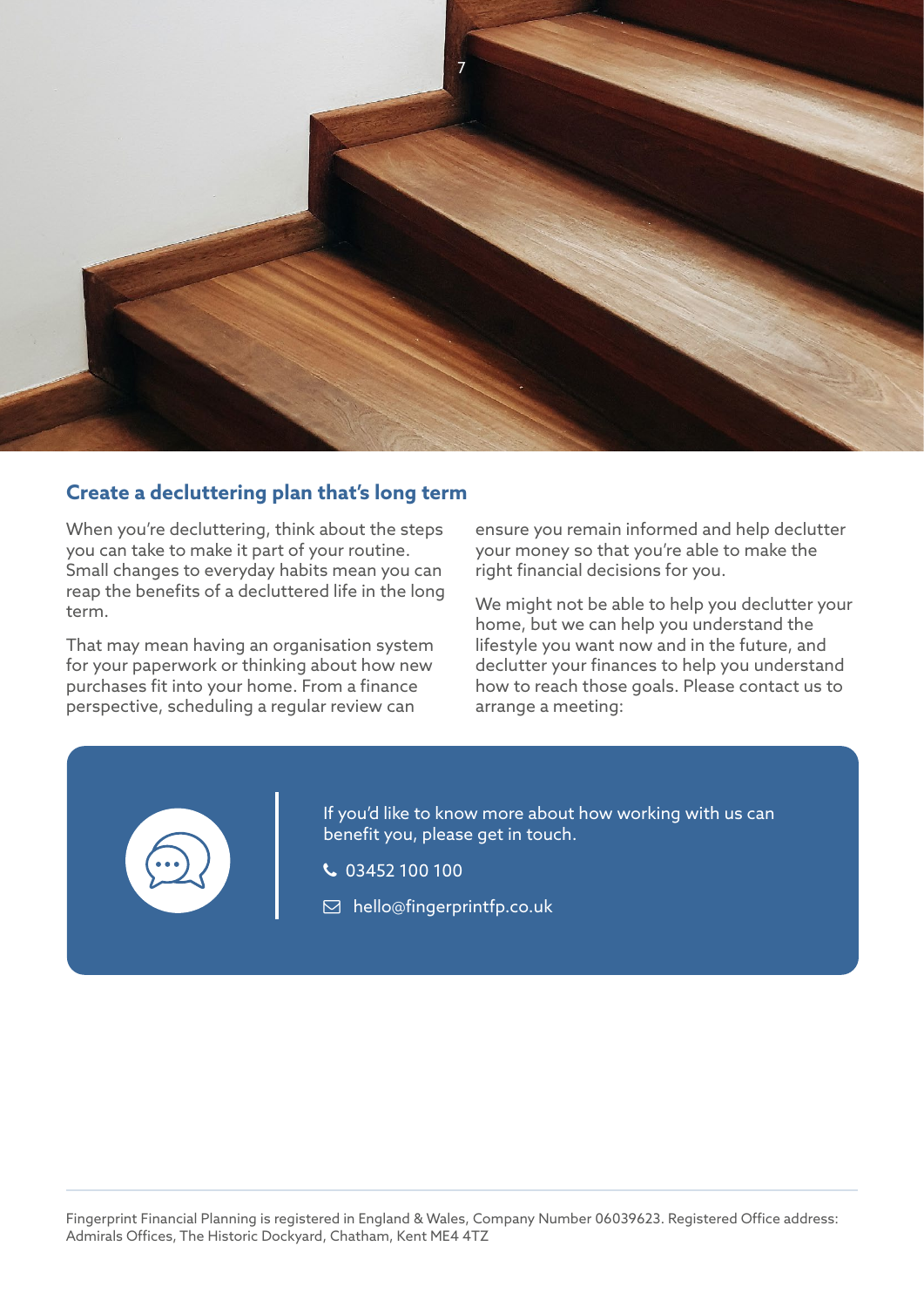## Create a decluttering plan that's long term

When you're decluttering, think about the steps you can take to make it part of your routine. Small changes to everyday habits mean you can reap the benefits of a decluttered life in the long term.

That may mean having an organisation system for your paperwork or thinking about how new purchases fit into your home. From a finance perspective, scheduling a regular review can ensure you remain informed and help declutter your money so that you're able to make the right financial decisions for you.

We might not be able to help you declutter your home, but we can help you understand the lifestyle you want now and in the future, and declutter your finances to help you understand how to reach those goals. Please contact us to arrange a meeting:

If you'd like to know more about how working with us can benefit you, please get in touch.

03452 100 100

hello@fingerprintfp.co.uk

Fingerprint Financial Planning is registered in England & Wales, Company Number 06039623. Registered Office address: Admirals Offices, The Historic Dockyard, Chatham, Kent ME4 4TZ